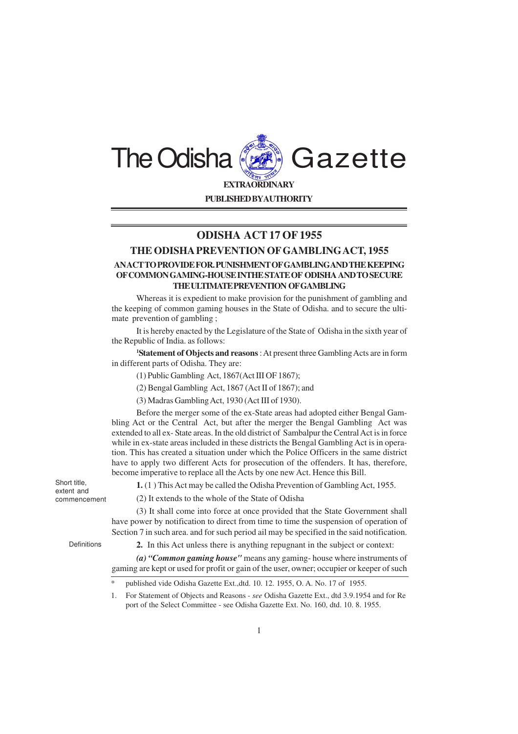# The Odisha Gazette

**EXTRAORDINARY**

**PUBLISHED BY AUTHORITY**

## ODISHA ACT 17 OF 1955

## THE ODISHA PREVENTION OF GAMBLING ACT, 1955

### AN ACT TO PROVIDE FOR. PUNISHMENT OF GAMBLING AND THE KEEPING OF COMMON GAMING-HOUSE IN THE STATE OF ODISHA AND TO SECURE THE ULTIMATE PREVENTION OF GAMBLING

Whereas it is expedient to make provision for the punishment of gambling and the keeping of common gaming houses in the State of Odisha. and to secure the ultimate prevention of gambling ;

It is hereby enacted by the Legislature of the State of Odisha in the sixth year of the Republic of India. as follows:

[1]**Statement of Objects and reasons** : At present three Gambling Acts are in form in different parts of Odisha. They are:

(1) Public Gambling Act, 1867(Act III OF 1867);

(2) Bengal Gambling Act, 1867 (Act II of 1867); and

(3) Madras Gambling Act, 1930 (Act III of 1930).

Before the merger some of the ex-State areas had adopted either Bengal Gambling Act or the Central Act, but after the merger the Bengal Gambling Act was extended to all ex- State areas. In the old district of Sambalpur the Central Act is in force while in ex-state areas included in these districts the Bengal Gambling Act is in operation. This has created a situation under which the Police Officers in the same district have to apply two different Acts for prosecution of the offenders. It has, therefore, become imperative to replace all the Acts by one new Act. Hence this Bill.

Short title, extent and commencement

**1.** (1 ) This Act may be called the Odisha Prevention of Gambling Act, 1955.

(2) It extends to the whole of the State of Odisha

(3) It shall come into force at once provided that the State Government shall have power by notification to direct from time to time the suspension of operation of Section 7 in such area. and for such period ail may be specified in the said notification.

Definitions

**2.** In this Act unless there is anything repugnant in the subject or context:

***(a) "Common gaming house"*** means any gaming- house where instruments of gaming are kept or used for profit or gain of the user, owner; occupier or keeper of such

---

\* published vide Odisha Gazette Ext.,dtd. 10. 12. 1955, O. A. No. 17 of 1955.

1. For Statement of Objects and Reasons - *see* Odisha Gazette Ext., dtd 3.9.1954 and for Report of the Select Committee - see Odisha Gazette Ext. No. 160, dtd. 10. 8. 1955.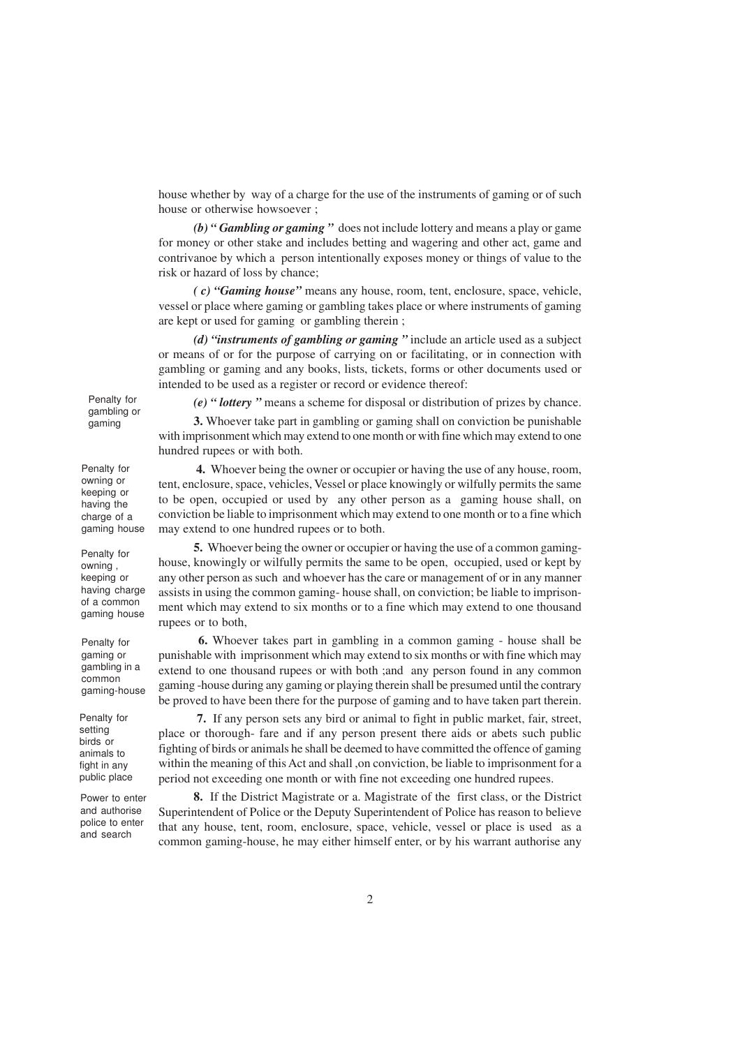house whether by way of a charge for the use of the instruments of gaming or of such house or otherwise howsoever ;

***(b) " Gambling or gaming "*** does not include lottery and means a play or game for money or other stake and includes betting and wagering and other act, game and contrivanoe by which a person intentionally exposes money or things of value to the risk or hazard of loss by chance;

***( c) "Gaming house"*** means any house, room, tent, enclosure, space, vehicle, vessel or place where gaming or gambling takes place or where instruments of gaming are kept or used for gaming or gambling therein ;

***(d) "instruments of gambling or gaming "*** include an article used as a subject or means of or for the purpose of carrying on or facilitating, or in connection with gambling or gaming and any books, lists, tickets, forms or other documents used or intended to be used as a register or record or evidence thereof:

***(e) " lottery "*** means a scheme for disposal or distribution of prizes by chance.

*Penalty for gambling or gaming*

**3.** Whoever take part in gambling or gaming shall on conviction be punishable with imprisonment which may extend to one month or with fine which may extend to one hundred rupees or with both.

*Penalty for owning or keeping or having the charge of a gaming house*

**4.** Whoever being the owner or occupier or having the use of any house, room, tent, enclosure, space, vehicles, Vessel or place knowingly or wilfully permits the same to be open, occupied or used by any other person as a gaming house shall, on conviction be liable to imprisonment which may extend to one month or to a fine which may extend to one hundred rupees or to both.

*Penalty for owning , keeping or having charge of a common gaming house*

**5.** Whoever being the owner or occupier or having the use of a common gaming-house, knowingly or wilfully permits the same to be open, occupied, used or kept by any other person as such and whoever has the care or management of or in any manner assists in using the common gaming- house shall, on conviction; be liable to imprisonment which may extend to six months or to a fine which may extend to one thousand rupees or to both,

*Penalty for gaming or gambling in a common gaming-house*

**6.** Whoever takes part in gambling in a common gaming - house shall be punishable with imprisonment which may extend to six months or with fine which may extend to one thousand rupees or with both ;and any person found in any common gaming -house during any gaming or playing therein shall be presumed until the contrary be proved to have been there for the purpose of gaming and to have taken part therein.

*Penalty for setting birds or animals to fight in any public place*

**7.** If any person sets any bird or animal to fight in public market, fair, street, place or thorough- fare and if any person present there aids or abets such public fighting of birds or animals he shall be deemed to have committed the offence of gaming within the meaning of this Act and shall ,on conviction, be liable to imprisonment for a period not exceeding one month or with fine not exceeding one hundred rupees.

*Power to enter and authorise police to enter and search*

**8.** If the District Magistrate or a. Magistrate of the first class, or the District Superintendent of Police or the Deputy Superintendent of Police has reason to believe that any house, tent, room, enclosure, space, vehicle, vessel or place is used as a common gaming-house, he may either himself enter, or by his warrant authorise any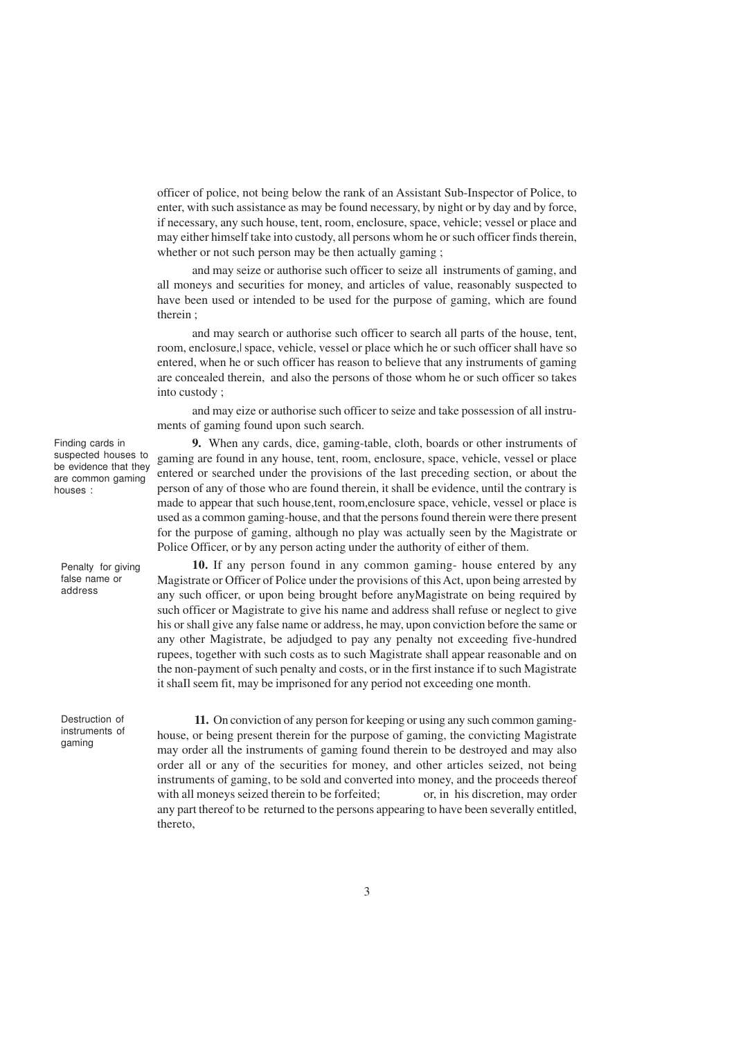officer of police, not being below the rank of an Assistant Sub-Inspector of Police, to enter, with such assistance as may be found necessary, by night or by day and by force, if necessary, any such house, tent, room, enclosure, space, vehicle; vessel or place and may either himself take into custody, all persons whom he or such officer finds therein, whether or not such person may be then actually gaming ;

and may seize or authorise such officer to seize all instruments of gaming, and all moneys and securities for money, and articles of value, reasonably suspected to have been used or intended to be used for the purpose of gaming, which are found therein ;

and may search or authorise such officer to search all parts of the house, tent, room, enclosure,| space, vehicle, vessel or place which he or such officer shall have so entered, when he or such officer has reason to believe that any instruments of gaming are concealed therein, and also the persons of those whom he or such officer so takes into custody ;

and may eize or authorise such officer to seize and take possession of all instruments of gaming found upon such search.

*Finding cards in suspected houses to be evidence that they are common gaming houses :*

**9.** When any cards, dice, gaming-table, cloth, boards or other instruments of gaming are found in any house, tent, room, enclosure, space, vehicle, vessel or place entered or searched under the provisions of the last preceding section, or about the person of any of those who are found therein, it shall be evidence, until the contrary is made to appear that such house,tent, room,enclosure space, vehicle, vessel or place is used as a common gaming-house, and that the persons found therein were there present for the purpose of gaming, although no play was actually seen by the Magistrate or Police Officer, or by any person acting under the authority of either of them.

*Penalty for giving false name or address*

**10.** If any person found in any common gaming- house entered by any Magistrate or Officer of Police under the provisions of this Act, upon being arrested by any such officer, or upon being brought before anyMagistrate on being required by such officer or Magistrate to give his name and address shall refuse or neglect to give his or shall give any false name or address, he may, upon conviction before the same or any other Magistrate, be adjudged to pay any penalty not exceeding five-hundred rupees, together with such costs as to such Magistrate shall appear reasonable and on the non-payment of such penalty and costs, or in the first instance if to such Magistrate it shaIl seem fit, may be imprisoned for any period not exceeding one month.

*Destruction of instruments of gaming*

**11.** On conviction of any person for keeping or using any such common gaming-house, or being present therein for the purpose of gaming, the convicting Magistrate may order all the instruments of gaming found therein to be destroyed and may also order all or any of the securities for money, and other articles seized, not being instruments of gaming, to be sold and converted into money, and the proceeds thereof with all moneys seized therein to be forfeited; or, in his discretion, may order any part thereof to be returned to the persons appearing to have been severally entitled, thereto,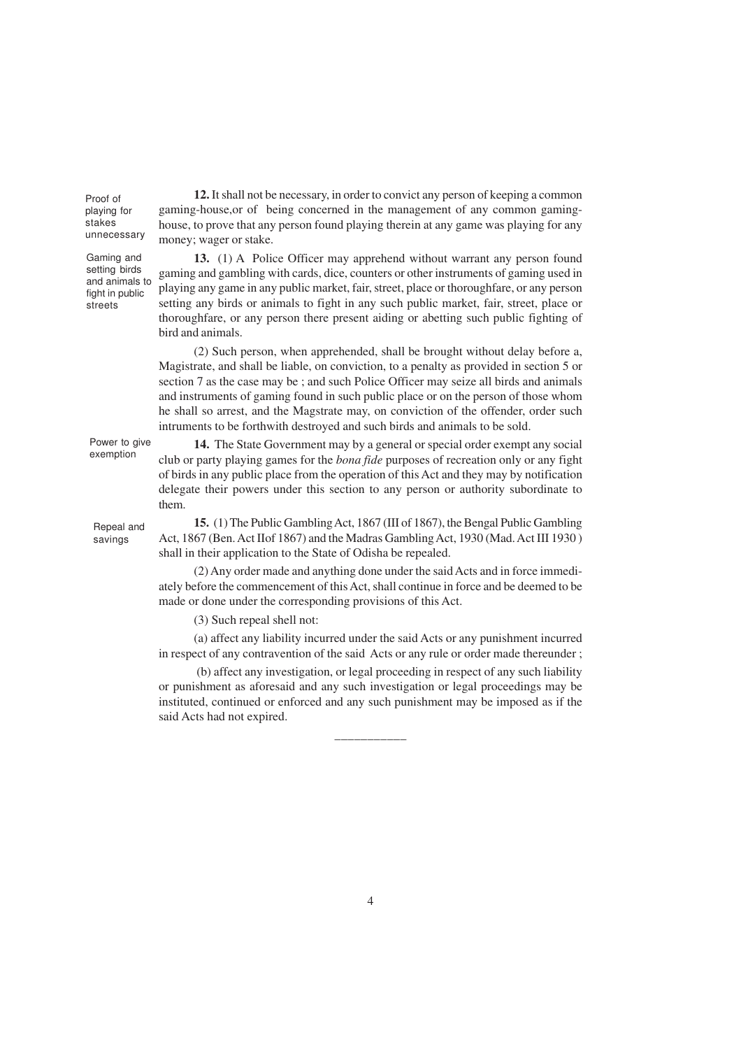Proof of playing for stakes unnecessary

**12.** It shall not be necessary, in order to convict any person of keeping a common gaming-house,or of being concerned in the management of any common gaming-house, to prove that any person found playing therein at any game was playing for any money; wager or stake.

Gaming and setting birds and animals to fight in public streets

**13.** (1) A Police Officer may apprehend without warrant any person found gaming and gambling with cards, dice, counters or other instruments of gaming used in playing any game in any public market, fair, street, place or thoroughfare, or any person setting any birds or animals to fight in any such public market, fair, street, place or thoroughfare, or any person there present aiding or abetting such public fighting of bird and animals.

(2) Such person, when apprehended, shall be brought without delay before a, Magistrate, and shall be liable, on conviction, to a penalty as provided in section 5 or section 7 as the case may be ; and such Police Officer may seize all birds and animals and instruments of gaming found in such public place or on the person of those whom he shall so arrest, and the Magstrate may, on conviction of the offender, order such intruments to be forthwith destroyed and such birds and animals to be sold.

Power to give exemption

**14.** The State Government may by a general or special order exempt any social club or party playing games for the *bona fide* purposes of recreation only or any fight of birds in any public place from the operation of this Act and they may by notification delegate their powers under this section to any person or authority subordinate to them.

Repeal and savings

**15.** (1) The Public Gambling Act, 1867 (III of 1867), the Bengal Public Gambling Act, 1867 (Ben. Act IIof 1867) and the Madras Gambling Act, 1930 (Mad. Act III 1930 ) shall in their application to the State of Odisha be repealed.

(2) Any order made and anything done under the said Acts and in force immediately before the commencement of this Act, shall continue in force and be deemed to be made or done under the corresponding provisions of this Act.

(3) Such repeal shell not:

(a) affect any liability incurred under the said Acts or any punishment incurred in respect of any contravention of the said Acts or any rule or order made thereunder ;

(b) affect any investigation, or legal proceeding in respect of any such liability or punishment as aforesaid and any such investigation or legal proceedings may be instituted, continued or enforced and any such punishment may be imposed as if the said Acts had not expired.

———————